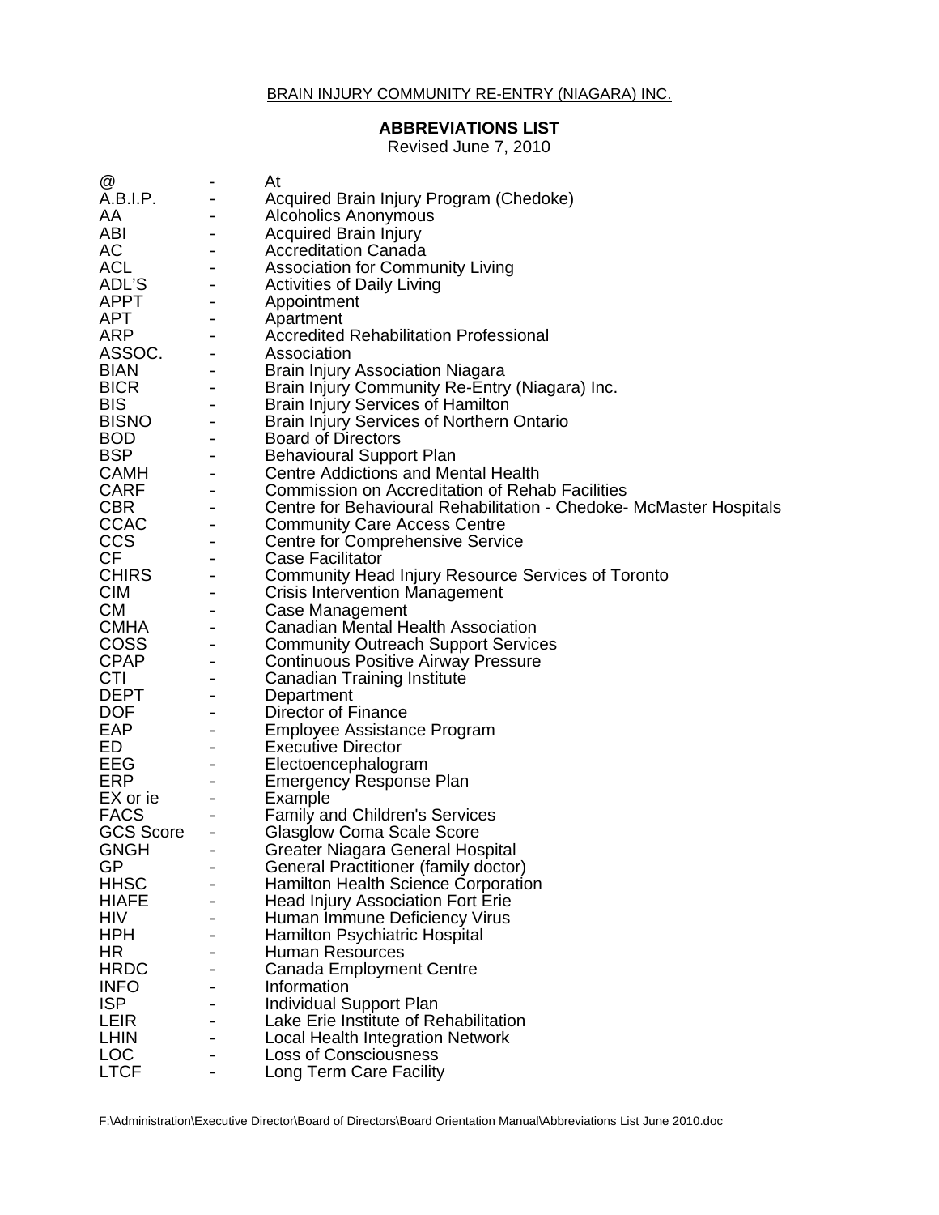BRAIN INJURY COMMUNITY RE-ENTRY (NIAGARA) INC.

# ABBREVIATIONS LIST

Revised June 7, 2010

| | | |
|---|---|---|
| @ | - | At |
| A.B.I.P. | - | Acquired Brain Injury Program (Chedoke) |
| AA | - | Alcoholics Anonymous |
| ABI | - | Acquired Brain Injury |
| AC | - | Accreditation Canada |
| ACL | - | Association for Community Living |
| ADL'S | - | Activities of Daily Living |
| APPT | - | Appointment |
| APT | - | Apartment |
| ARP | - | Accredited Rehabilitation Professional |
| ASSOC. | - | Association |
| BIAN | - | Brain Injury Association Niagara |
| BICR | - | Brain Injury Community Re-Entry (Niagara) Inc. |
| BIS | - | Brain Injury Services of Hamilton |
| BISNO | - | Brain Injury Services of Northern Ontario |
| BOD | - | Board of Directors |
| BSP | - | Behavioural Support Plan |
| CAMH | - | Centre Addictions and Mental Health |
| CARF | - | Commission on Accreditation of Rehab Facilities |
| CBR | - | Centre for Behavioural Rehabilitation - Chedoke- McMaster Hospitals |
| CCAC | - | Community Care Access Centre |
| CCS | - | Centre for Comprehensive Service |
| CF | - | Case Facilitator |
| CHIRS | - | Community Head Injury Resource Services of Toronto |
| CIM | - | Crisis Intervention Management |
| CM | - | Case Management |
| CMHA | - | Canadian Mental Health Association |
| COSS | - | Community Outreach Support Services |
| CPAP | - | Continuous Positive Airway Pressure |
| CTI | - | Canadian Training Institute |
| DEPT | - | Department |
| DOF | - | Director of Finance |
| EAP | - | Employee Assistance Program |
| ED | - | Executive Director |
| EEG | - | Electoencephalogram |
| ERP | - | Emergency Response Plan |
| EX or ie | - | Example |
| FACS | - | Family and Children's Services |
| GCS Score | - | Glasglow Coma Scale Score |
| GNGH | - | Greater Niagara General Hospital |
| GP | - | General Practitioner (family doctor) |
| HHSC | - | Hamilton Health Science Corporation |
| HIAFE | - | Head Injury Association Fort Erie |
| HIV | - | Human Immune Deficiency Virus |
| HPH | - | Hamilton Psychiatric Hospital |
| HR | - | Human Resources |
| HRDC | - | Canada Employment Centre |
| INFO | - | Information |
| ISP | - | Individual Support Plan |
| LEIR | - | Lake Erie Institute of Rehabilitation |
| LHIN | - | Local Health Integration Network |
| LOC | - | Loss of Consciousness |
| LTCF | - | Long Term Care Facility |

F:\Administration\Executive Director\Board of Directors\Board Orientation Manual\Abbreviations List June 2010.doc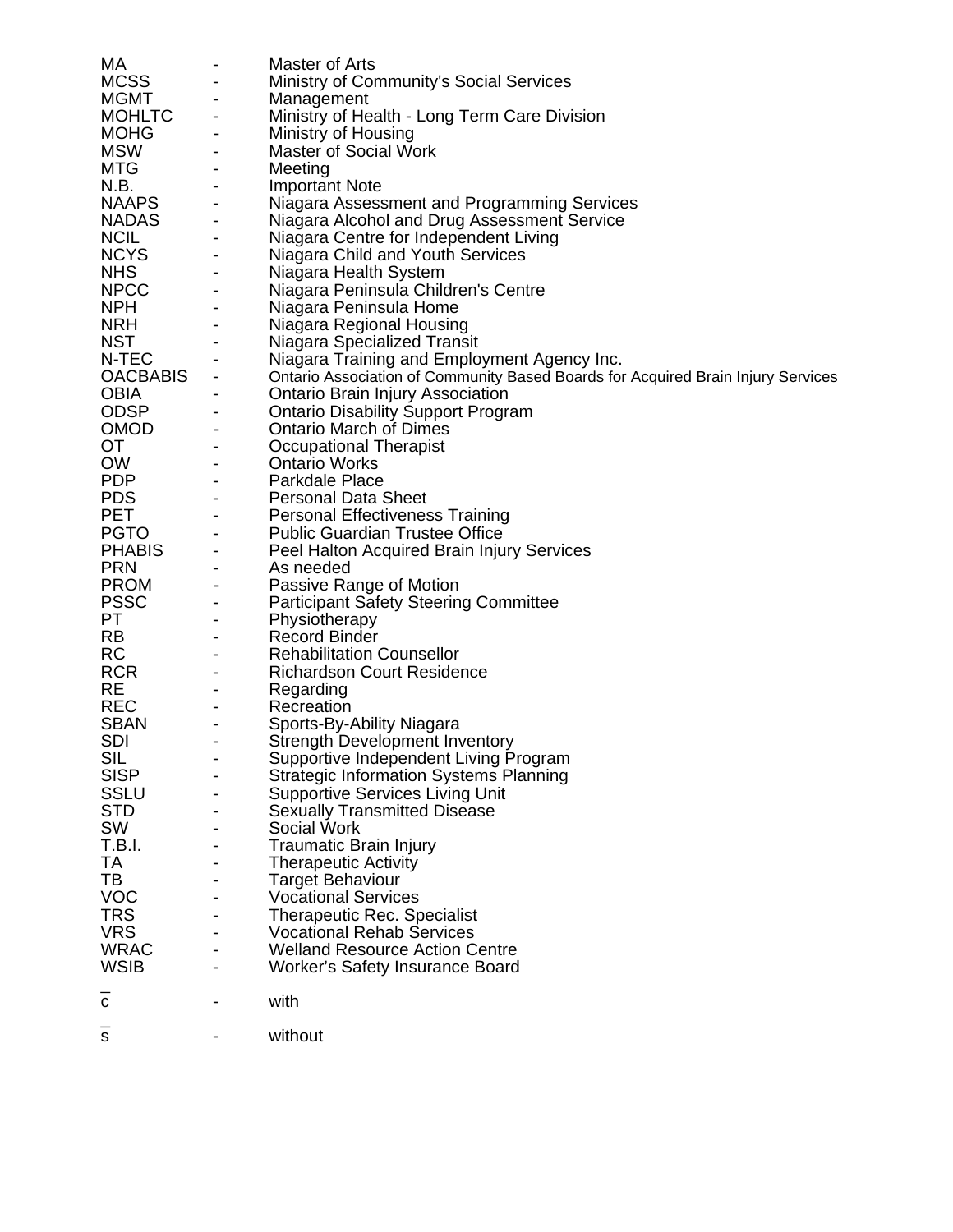| | | |
|---|---|---|
| MA | - | Master of Arts |
| MCSS | - | Ministry of Community's Social Services |
| MGMT | - | Management |
| MOHLTC | - | Ministry of Health - Long Term Care Division |
| MOHG | - | Ministry of Housing |
| MSW | - | Master of Social Work |
| MTG | - | Meeting |
| N.B. | - | Important Note |
| NAAPS | - | Niagara Assessment and Programming Services |
| NADAS | - | Niagara Alcohol and Drug Assessment Service |
| NCIL | - | Niagara Centre for Independent Living |
| NCYS | - | Niagara Child and Youth Services |
| NHS | - | Niagara Health System |
| NPCC | - | Niagara Peninsula Children's Centre |
| NPH | - | Niagara Peninsula Home |
| NRH | - | Niagara Regional Housing |
| NST | - | Niagara Specialized Transit |
| N-TEC | - | Niagara Training and Employment Agency Inc. |
| OACBABIS | - | Ontario Association of Community Based Boards for Acquired Brain Injury Services |
| OBIA | - | Ontario Brain Injury Association |
| ODSP | - | Ontario Disability Support Program |
| OMOD | - | Ontario March of Dimes |
| OT | - | Occupational Therapist |
| OW | - | Ontario Works |
| PDP | - | Parkdale Place |
| PDS | - | Personal Data Sheet |
| PET | - | Personal Effectiveness Training |
| PGTO | - | Public Guardian Trustee Office |
| PHABIS | - | Peel Halton Acquired Brain Injury Services |
| PRN | - | As needed |
| PROM | - | Passive Range of Motion |
| PSSC | - | Participant Safety Steering Committee |
| PT | - | Physiotherapy |
| RB | - | Record Binder |
| RC | - | Rehabilitation Counsellor |
| RCR | - | Richardson Court Residence |
| RE | - | Regarding |
| REC | - | Recreation |
| SBAN | - | Sports-By-Ability Niagara |
| SDI | - | Strength Development Inventory |
| SIL | - | Supportive Independent Living Program |
| SISP | - | Strategic Information Systems Planning |
| SSLU | - | Supportive Services Living Unit |
| STD | - | Sexually Transmitted Disease |
| SW | - | Social Work |
| T.B.I. | - | Traumatic Brain Injury |
| TA | - | Therapeutic Activity |
| TB | - | Target Behaviour |
| VOC | - | Vocational Services |
| TRS | - | Therapeutic Rec. Specialist |
| VRS | - | Vocational Rehab Services |
| WRAC | - | Welland Resource Action Centre |
| WSIB | - | Worker's Safety Insurance Board |
| $\bar{c}$ | - | with |
| $\bar{s}$ | - | without |